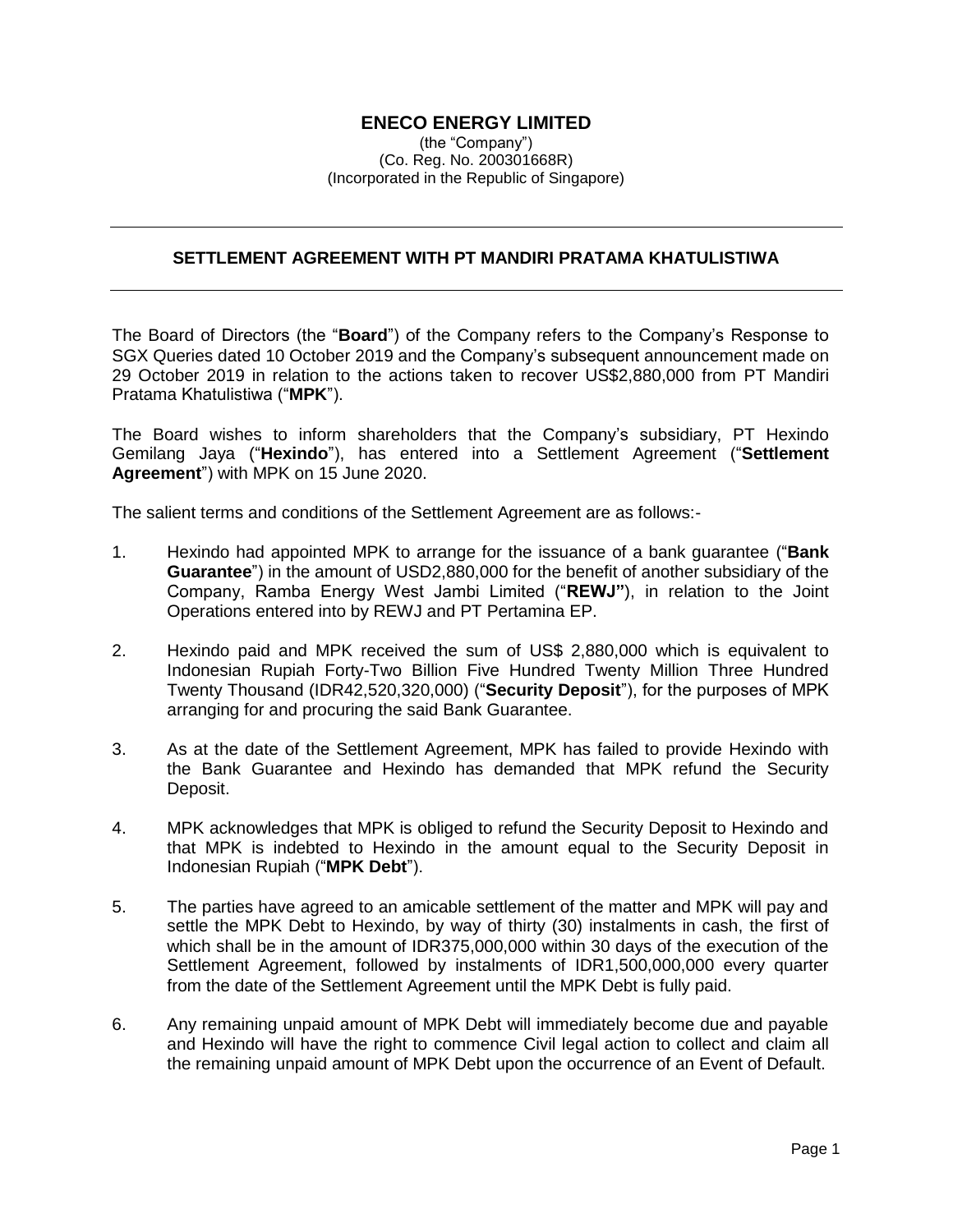# ENECO ENERGY LIMITED

(the "Company")
(Co. Reg. No. 200301668R)
(Incorporated in the Republic of Singapore)

---

## SETTLEMENT AGREEMENT WITH PT MANDIRI PRATAMA KHATULISTIWA

---

The Board of Directors (the "**Board**") of the Company refers to the Company's Response to SGX Queries dated 10 October 2019 and the Company's subsequent announcement made on 29 October 2019 in relation to the actions taken to recover US$2,880,000 from PT Mandiri Pratama Khatulistiwa ("**MPK**").

The Board wishes to inform shareholders that the Company's subsidiary, PT Hexindo Gemilang Jaya ("**Hexindo**"), has entered into a Settlement Agreement ("**Settlement Agreement**") with MPK on 15 June 2020.

The salient terms and conditions of the Settlement Agreement are as follows:-

1. Hexindo had appointed MPK to arrange for the issuance of a bank guarantee ("**Bank Guarantee**") in the amount of USD2,880,000 for the benefit of another subsidiary of the Company, Ramba Energy West Jambi Limited ("**REWJ"**), in relation to the Joint Operations entered into by REWJ and PT Pertamina EP.

2. Hexindo paid and MPK received the sum of US$ 2,880,000 which is equivalent to Indonesian Rupiah Forty-Two Billion Five Hundred Twenty Million Three Hundred Twenty Thousand (IDR42,520,320,000) ("**Security Deposit**"), for the purposes of MPK arranging for and procuring the said Bank Guarantee.

3. As at the date of the Settlement Agreement, MPK has failed to provide Hexindo with the Bank Guarantee and Hexindo has demanded that MPK refund the Security Deposit.

4. MPK acknowledges that MPK is obliged to refund the Security Deposit to Hexindo and that MPK is indebted to Hexindo in the amount equal to the Security Deposit in Indonesian Rupiah ("**MPK Debt**").

5. The parties have agreed to an amicable settlement of the matter and MPK will pay and settle the MPK Debt to Hexindo, by way of thirty (30) instalments in cash, the first of which shall be in the amount of IDR375,000,000 within 30 days of the execution of the Settlement Agreement, followed by instalments of IDR1,500,000,000 every quarter from the date of the Settlement Agreement until the MPK Debt is fully paid.

6. Any remaining unpaid amount of MPK Debt will immediately become due and payable and Hexindo will have the right to commence Civil legal action to collect and claim all the remaining unpaid amount of MPK Debt upon the occurrence of an Event of Default.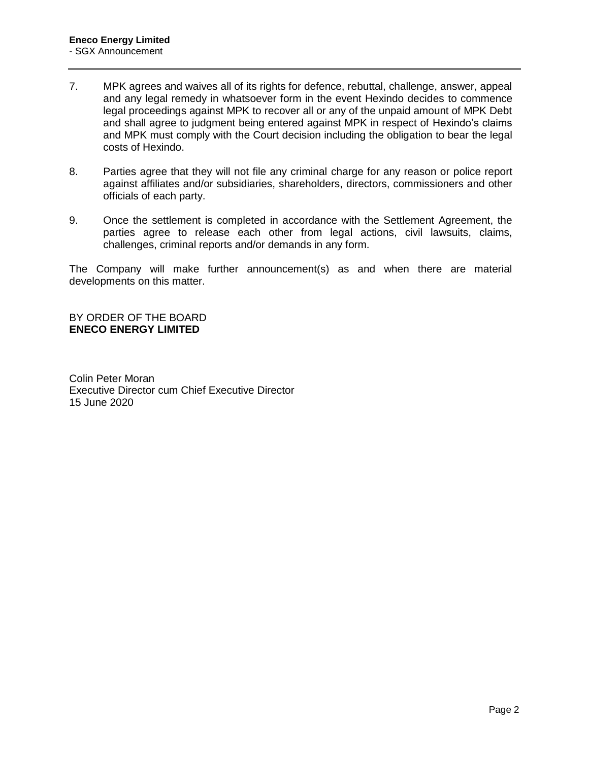7. MPK agrees and waives all of its rights for defence, rebuttal, challenge, answer, appeal and any legal remedy in whatsoever form in the event Hexindo decides to commence legal proceedings against MPK to recover all or any of the unpaid amount of MPK Debt and shall agree to judgment being entered against MPK in respect of Hexindo's claims and MPK must comply with the Court decision including the obligation to bear the legal costs of Hexindo.

8. Parties agree that they will not file any criminal charge for any reason or police report against affiliates and/or subsidiaries, shareholders, directors, commissioners and other officials of each party.

9. Once the settlement is completed in accordance with the Settlement Agreement, the parties agree to release each other from legal actions, civil lawsuits, claims, challenges, criminal reports and/or demands in any form.

The Company will make further announcement(s) as and when there are material developments on this matter.

BY ORDER OF THE BOARD
**ENECO ENERGY LIMITED**

Colin Peter Moran
Executive Director cum Chief Executive Director
15 June 2020